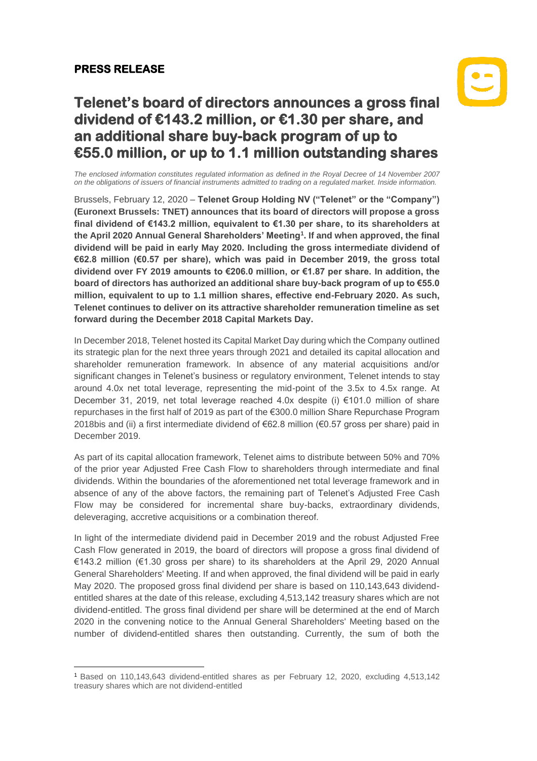**PRESS RELEASE**

# Telenet's board of directors announces a gross final dividend of €143.2 million, or €1.30 per share, and an additional share buy-back program of up to €55.0 million, or up to 1.1 million outstanding shares

*The enclosed information constitutes regulated information as defined in the Royal Decree of 14 November 2007 on the obligations of issuers of financial instruments admitted to trading on a regulated market. Inside information.*

Brussels, February 12, 2020 – **Telenet Group Holding NV ("Telenet" or the "Company") (Euronext Brussels: TNET) announces that its board of directors will propose a gross final dividend of €143.2 million, equivalent to €1.30 per share, to its shareholders at the April 2020 Annual General Shareholders' Meeting[1]. If and when approved, the final dividend will be paid in early May 2020. Including the gross intermediate dividend of €62.8 million (€0.57 per share), which was paid in December 2019, the gross total dividend over FY 2019 amounts to €206.0 million, or €1.87 per share. In addition, the board of directors has authorized an additional share buy-back program of up to €55.0 million, equivalent to up to 1.1 million shares, effective end-February 2020. As such, Telenet continues to deliver on its attractive shareholder remuneration timeline as set forward during the December 2018 Capital Markets Day.**

In December 2018, Telenet hosted its Capital Market Day during which the Company outlined its strategic plan for the next three years through 2021 and detailed its capital allocation and shareholder remuneration framework. In absence of any material acquisitions and/or significant changes in Telenet's business or regulatory environment, Telenet intends to stay around 4.0x net total leverage, representing the mid-point of the 3.5x to 4.5x range. At December 31, 2019, net total leverage reached 4.0x despite (i) €101.0 million of share repurchases in the first half of 2019 as part of the €300.0 million Share Repurchase Program 2018bis and (ii) a first intermediate dividend of €62.8 million (€0.57 gross per share) paid in December 2019.

As part of its capital allocation framework, Telenet aims to distribute between 50% and 70% of the prior year Adjusted Free Cash Flow to shareholders through intermediate and final dividends. Within the boundaries of the aforementioned net total leverage framework and in absence of any of the above factors, the remaining part of Telenet's Adjusted Free Cash Flow may be considered for incremental share buy-backs, extraordinary dividends, deleveraging, accretive acquisitions or a combination thereof.

In light of the intermediate dividend paid in December 2019 and the robust Adjusted Free Cash Flow generated in 2019, the board of directors will propose a gross final dividend of €143.2 million (€1.30 gross per share) to its shareholders at the April 29, 2020 Annual General Shareholders' Meeting. If and when approved, the final dividend will be paid in early May 2020. The proposed gross final dividend per share is based on 110,143,643 dividend-entitled shares at the date of this release, excluding 4,513,142 treasury shares which are not dividend-entitled. The gross final dividend per share will be determined at the end of March 2020 in the convening notice to the Annual General Shareholders' Meeting based on the number of dividend-entitled shares then outstanding. Currently, the sum of both the

[1] Based on 110,143,643 dividend-entitled shares as per February 12, 2020, excluding 4,513,142 treasury shares which are not dividend-entitled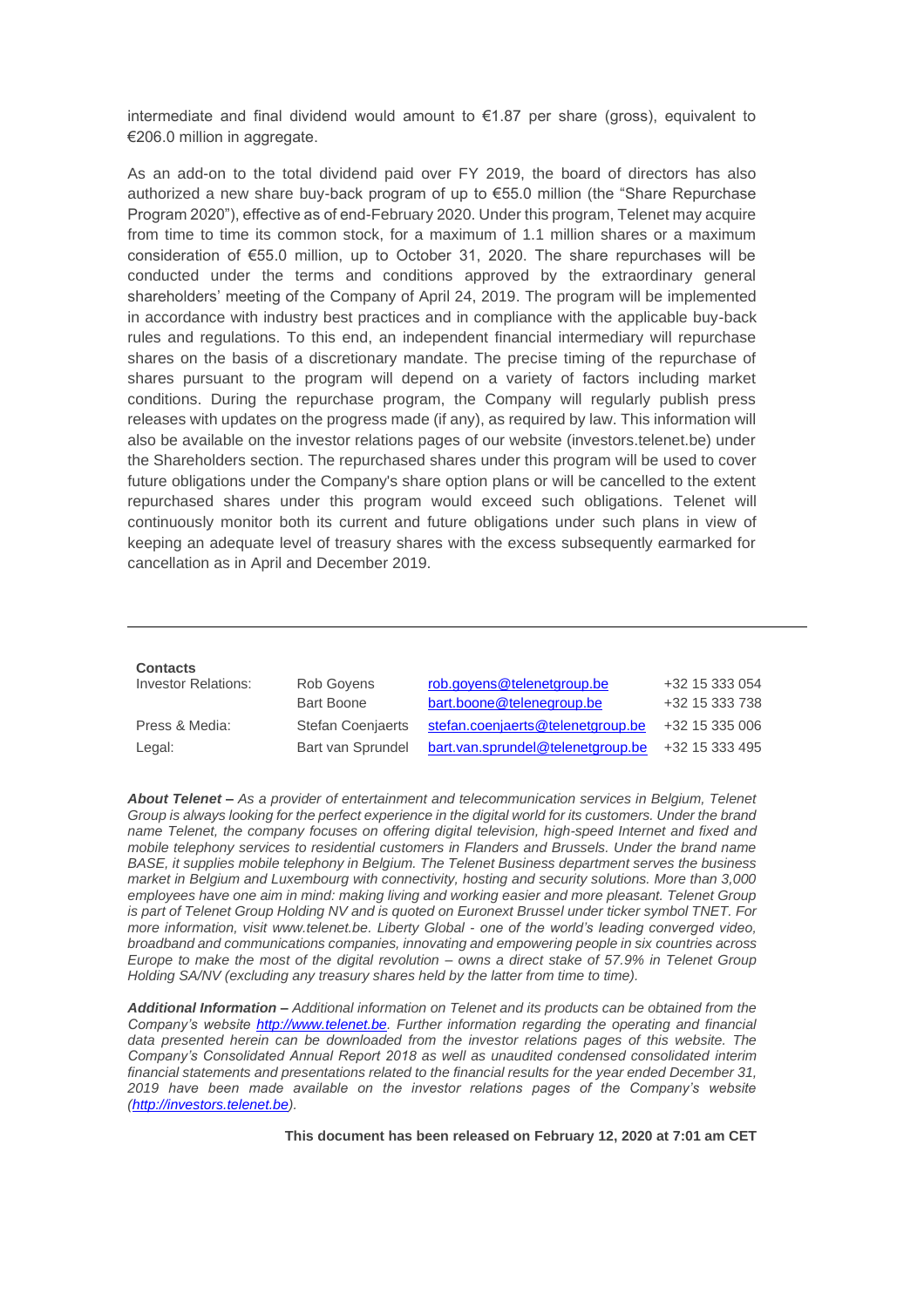intermediate and final dividend would amount to €1.87 per share (gross), equivalent to €206.0 million in aggregate.

As an add-on to the total dividend paid over FY 2019, the board of directors has also authorized a new share buy-back program of up to €55.0 million (the "Share Repurchase Program 2020"), effective as of end-February 2020. Under this program, Telenet may acquire from time to time its common stock, for a maximum of 1.1 million shares or a maximum consideration of €55.0 million, up to October 31, 2020. The share repurchases will be conducted under the terms and conditions approved by the extraordinary general shareholders' meeting of the Company of April 24, 2019. The program will be implemented in accordance with industry best practices and in compliance with the applicable buy-back rules and regulations. To this end, an independent financial intermediary will repurchase shares on the basis of a discretionary mandate. The precise timing of the repurchase of shares pursuant to the program will depend on a variety of factors including market conditions. During the repurchase program, the Company will regularly publish press releases with updates on the progress made (if any), as required by law. This information will also be available on the investor relations pages of our website (investors.telenet.be) under the Shareholders section. The repurchased shares under this program will be used to cover future obligations under the Company's share option plans or will be cancelled to the extent repurchased shares under this program would exceed such obligations. Telenet will continuously monitor both its current and future obligations under such plans in view of keeping an adequate level of treasury shares with the excess subsequently earmarked for cancellation as in April and December 2019.

---

**Contacts**

| | | | |
|---|---|---|---|
| Investor Relations: | Rob Goyens | rob.goyens@telenetgroup.be | +32 15 333 054 |
| | Bart Boone | bart.boone@telenegroup.be | +32 15 333 738 |
| Press & Media: | Stefan Coenjaerts | stefan.coenjaerts@telenetgroup.be | +32 15 335 006 |
| Legal: | Bart van Sprundel | bart.van.sprundel@telenetgroup.be | +32 15 333 495 |

***About Telenet –*** *As a provider of entertainment and telecommunication services in Belgium, Telenet Group is always looking for the perfect experience in the digital world for its customers. Under the brand name Telenet, the company focuses on offering digital television, high-speed Internet and fixed and mobile telephony services to residential customers in Flanders and Brussels. Under the brand name BASE, it supplies mobile telephony in Belgium. The Telenet Business department serves the business market in Belgium and Luxembourg with connectivity, hosting and security solutions. More than 3,000 employees have one aim in mind: making living and working easier and more pleasant. Telenet Group is part of Telenet Group Holding NV and is quoted on Euronext Brussel under ticker symbol TNET. For more information, visit www.telenet.be. Liberty Global - one of the world's leading converged video, broadband and communications companies, innovating and empowering people in six countries across Europe to make the most of the digital revolution – owns a direct stake of 57.9% in Telenet Group Holding SA/NV (excluding any treasury shares held by the latter from time to time).*

***Additional Information –*** *Additional information on Telenet and its products can be obtained from the Company's website http://www.telenet.be. Further information regarding the operating and financial data presented herein can be downloaded from the investor relations pages of this website. The Company's Consolidated Annual Report 2018 as well as unaudited condensed consolidated interim financial statements and presentations related to the financial results for the year ended December 31, 2019 have been made available on the investor relations pages of the Company's website (http://investors.telenet.be).*

**This document has been released on February 12, 2020 at 7:01 am CET**